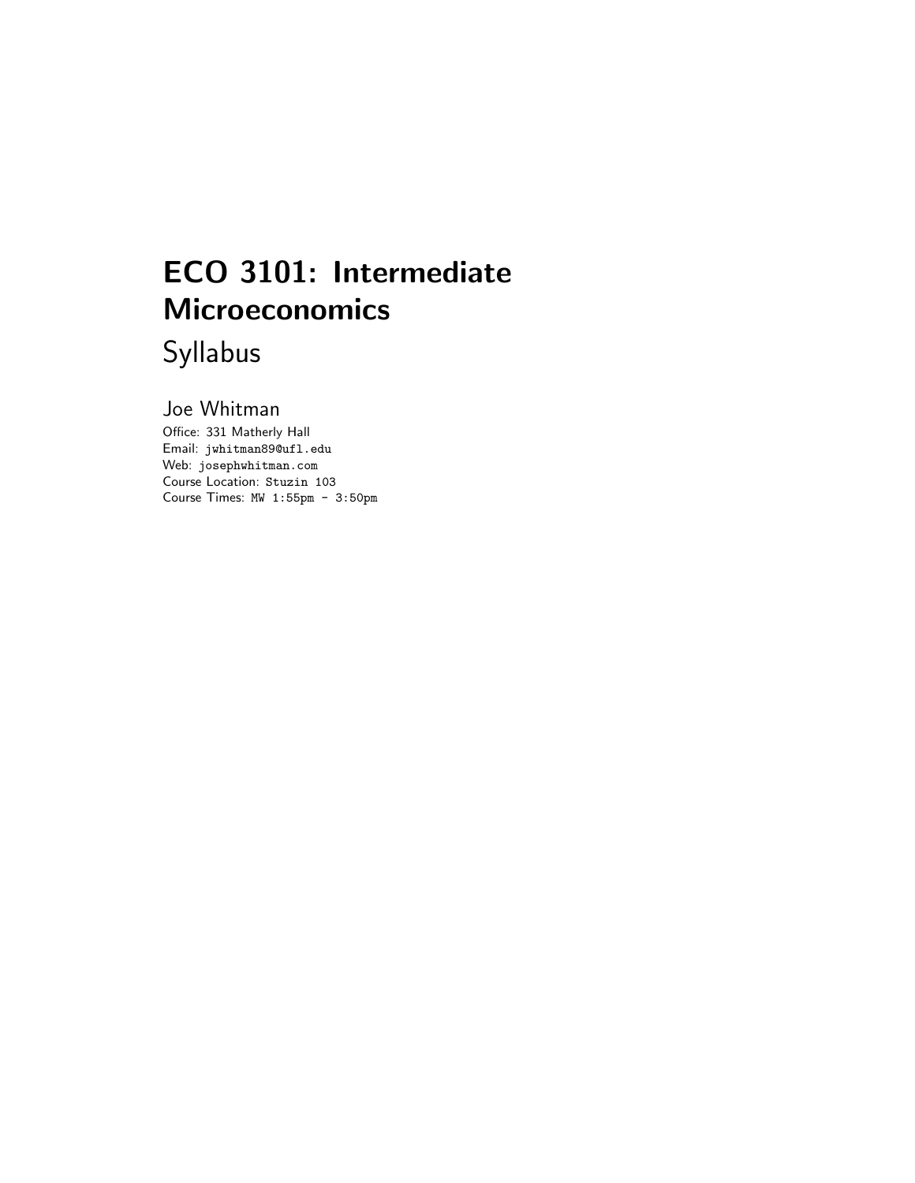# ECO 3101: Intermediate Microeconomics

## Syllabus

### Joe Whitman

Office: 331 Matherly Hall
Email: `jwhitman89@ufl.edu`
Web: `josephwhitman.com`
Course Location: `Stuzin 103`
Course Times: `MW 1:55pm - 3:50pm`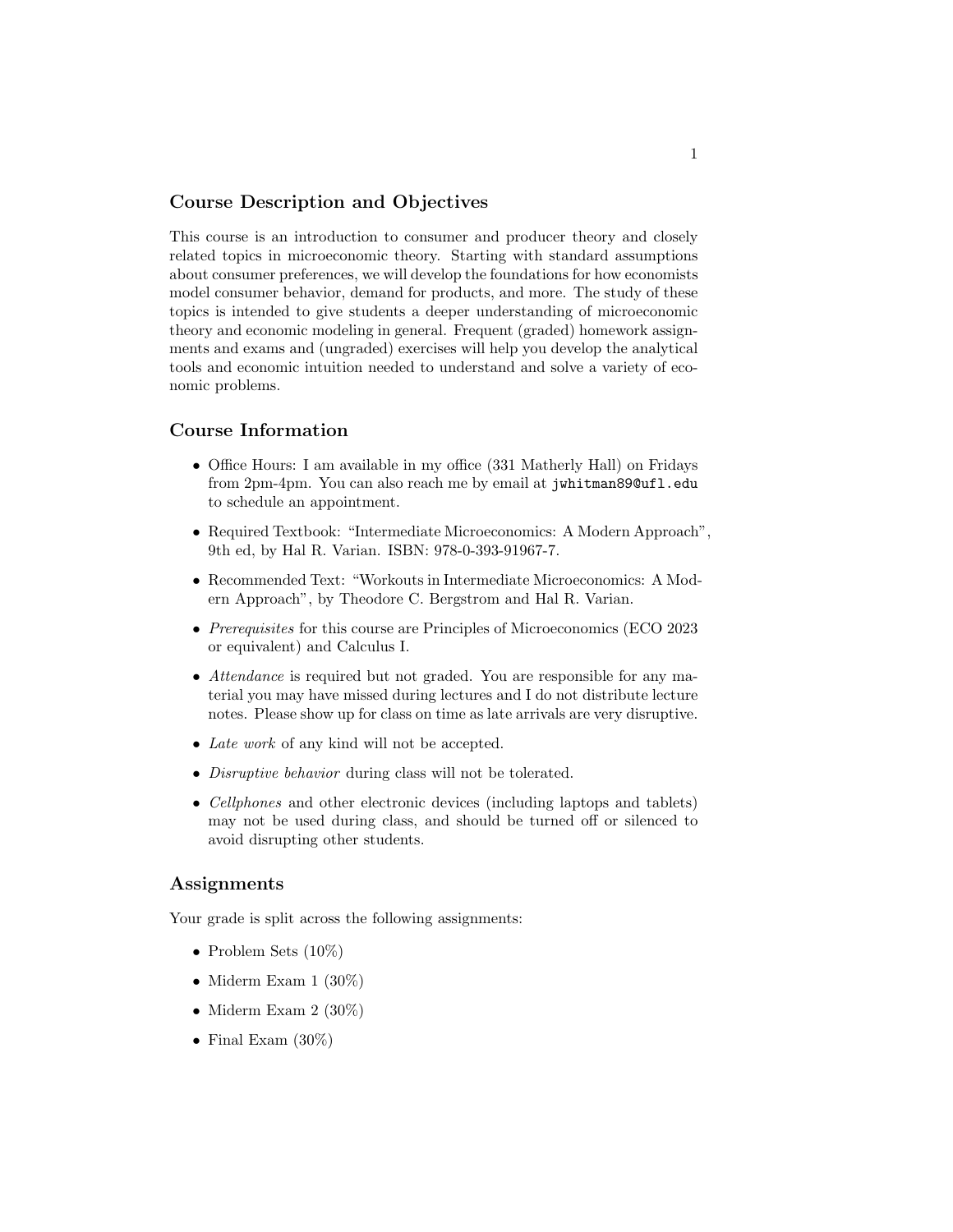## Course Description and Objectives

This course is an introduction to consumer and producer theory and closely related topics in microeconomic theory. Starting with standard assumptions about consumer preferences, we will develop the foundations for how economists model consumer behavior, demand for products, and more. The study of these topics is intended to give students a deeper understanding of microeconomic theory and economic modeling in general. Frequent (graded) homework assignments and exams and (ungraded) exercises will help you develop the analytical tools and economic intuition needed to understand and solve a variety of economic problems.

## Course Information

- Office Hours: I am available in my office (331 Matherly Hall) on Fridays from 2pm-4pm. You can also reach me by email at `jwhitman89@ufl.edu` to schedule an appointment.
- Required Textbook: "Intermediate Microeconomics: A Modern Approach", 9th ed, by Hal R. Varian. ISBN: 978-0-393-91967-7.
- Recommended Text: "Workouts in Intermediate Microeconomics: A Modern Approach", by Theodore C. Bergstrom and Hal R. Varian.
- *Prerequisites* for this course are Principles of Microeconomics (ECO 2023 or equivalent) and Calculus I.
- *Attendance* is required but not graded. You are responsible for any material you may have missed during lectures and I do not distribute lecture notes. Please show up for class on time as late arrivals are very disruptive.
- *Late work* of any kind will not be accepted.
- *Disruptive behavior* during class will not be tolerated.
- *Cellphones* and other electronic devices (including laptops and tablets) may not be used during class, and should be turned off or silenced to avoid disrupting other students.

## Assignments

Your grade is split across the following assignments:

- Problem Sets (10%)
- Miderm Exam 1 (30%)
- Miderm Exam 2 (30%)
- Final Exam (30%)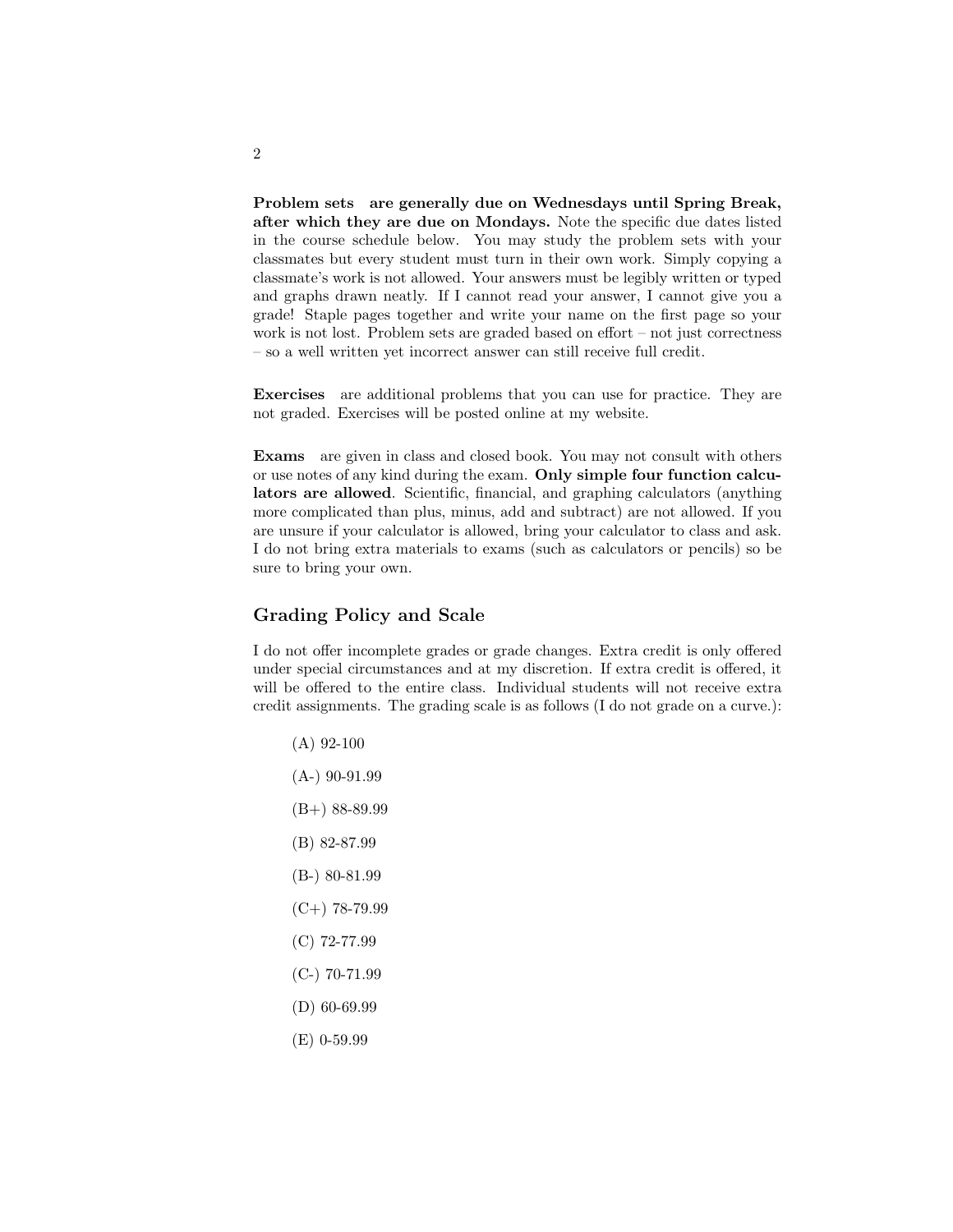**Problem sets** **are generally due on Wednesdays until Spring Break, after which they are due on Mondays.** Note the specific due dates listed in the course schedule below. You may study the problem sets with your classmates but every student must turn in their own work. Simply copying a classmate's work is not allowed. Your answers must be legibly written or typed and graphs drawn neatly. If I cannot read your answer, I cannot give you a grade! Staple pages together and write your name on the first page so your work is not lost. Problem sets are graded based on effort – not just correctness – so a well written yet incorrect answer can still receive full credit.

**Exercises** are additional problems that you can use for practice. They are not graded. Exercises will be posted online at my website.

**Exams** are given in class and closed book. You may not consult with others or use notes of any kind during the exam. **Only simple four function calculators are allowed**. Scientific, financial, and graphing calculators (anything more complicated than plus, minus, add and subtract) are not allowed. If you are unsure if your calculator is allowed, bring your calculator to class and ask. I do not bring extra materials to exams (such as calculators or pencils) so be sure to bring your own.

## Grading Policy and Scale

I do not offer incomplete grades or grade changes. Extra credit is only offered under special circumstances and at my discretion. If extra credit is offered, it will be offered to the entire class. Individual students will not receive extra credit assignments. The grading scale is as follows (I do not grade on a curve.):

- (A) 92-100
- (A-) 90-91.99
- (B+) 88-89.99
- (B) 82-87.99
- (B-) 80-81.99
- (C+) 78-79.99
- (C) 72-77.99
- (C-) 70-71.99
- (D) 60-69.99
- (E) 0-59.99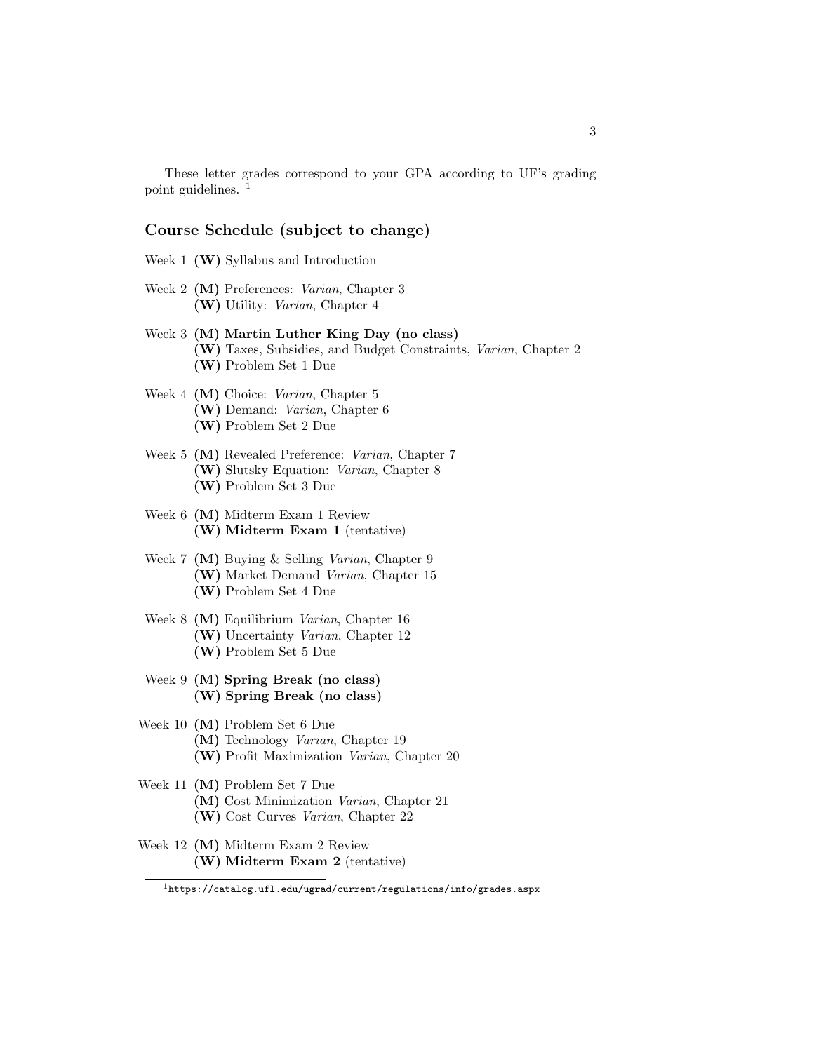These letter grades correspond to your GPA according to UF's grading point guidelines. [1]

## Course Schedule (subject to change)

Week 1 **(W)** Syllabus and Introduction

Week 2 **(M)** Preferences: *Varian*, Chapter 3
**(W)** Utility: *Varian*, Chapter 4

Week 3 **(M) Martin Luther King Day (no class)**
**(W)** Taxes, Subsidies, and Budget Constraints, *Varian*, Chapter 2
**(W)** Problem Set 1 Due

Week 4 **(M)** Choice: *Varian*, Chapter 5
**(W)** Demand: *Varian*, Chapter 6
**(W)** Problem Set 2 Due

Week 5 **(M)** Revealed Preference: *Varian*, Chapter 7
**(W)** Slutsky Equation: *Varian*, Chapter 8
**(W)** Problem Set 3 Due

Week 6 **(M)** Midterm Exam 1 Review
**(W) Midterm Exam 1** (tentative)

Week 7 **(M)** Buying & Selling *Varian*, Chapter 9
**(W)** Market Demand *Varian*, Chapter 15
**(W)** Problem Set 4 Due

Week 8 **(M)** Equilibrium *Varian*, Chapter 16
**(W)** Uncertainty *Varian*, Chapter 12
**(W)** Problem Set 5 Due

Week 9 **(M) Spring Break (no class)**
**(W) Spring Break (no class)**

Week 10 **(M)** Problem Set 6 Due
**(M)** Technology *Varian*, Chapter 19
**(W)** Profit Maximization *Varian*, Chapter 20

Week 11 **(M)** Problem Set 7 Due
**(M)** Cost Minimization *Varian*, Chapter 21
**(W)** Cost Curves *Varian*, Chapter 22

Week 12 **(M)** Midterm Exam 2 Review
**(W) Midterm Exam 2** (tentative)

[1] `https://catalog.ufl.edu/ugrad/current/regulations/info/grades.aspx`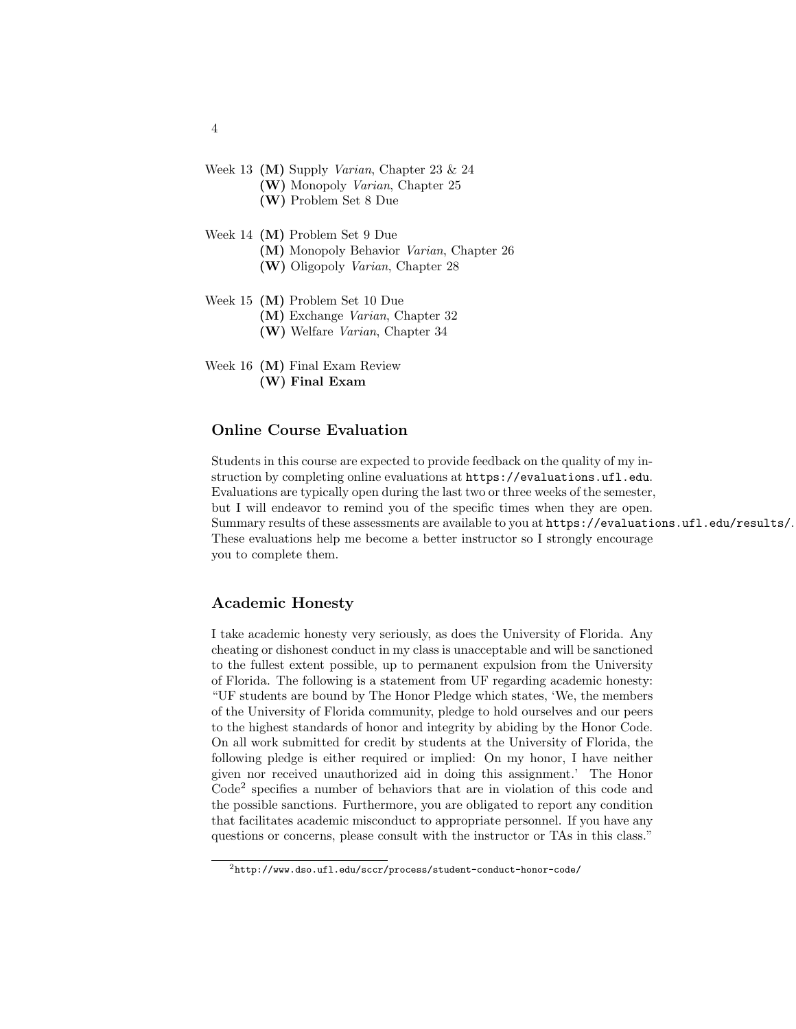Week 13 **(M)** Supply *Varian*, Chapter 23 & 24
**(W)** Monopoly *Varian*, Chapter 25
**(W)** Problem Set 8 Due

Week 14 **(M)** Problem Set 9 Due
**(M)** Monopoly Behavior *Varian*, Chapter 26
**(W)** Oligopoly *Varian*, Chapter 28

Week 15 **(M)** Problem Set 10 Due
**(M)** Exchange *Varian*, Chapter 32
**(W)** Welfare *Varian*, Chapter 34

Week 16 **(M)** Final Exam Review
**(W)** **Final Exam**

## Online Course Evaluation

Students in this course are expected to provide feedback on the quality of my instruction by completing online evaluations at `https://evaluations.ufl.edu`. Evaluations are typically open during the last two or three weeks of the semester, but I will endeavor to remind you of the specific times when they are open. Summary results of these assessments are available to you at `https://evaluations.ufl.edu/results/`. These evaluations help me become a better instructor so I strongly encourage you to complete them.

## Academic Honesty

I take academic honesty very seriously, as does the University of Florida. Any cheating or dishonest conduct in my class is unacceptable and will be sanctioned to the fullest extent possible, up to permanent expulsion from the University of Florida. The following is a statement from UF regarding academic honesty: "UF students are bound by The Honor Pledge which states, 'We, the members of the University of Florida community, pledge to hold ourselves and our peers to the highest standards of honor and integrity by abiding by the Honor Code. On all work submitted for credit by students at the University of Florida, the following pledge is either required or implied: On my honor, I have neither given nor received unauthorized aid in doing this assignment.' The Honor Code[2] specifies a number of behaviors that are in violation of this code and the possible sanctions. Furthermore, you are obligated to report any condition that facilitates academic misconduct to appropriate personnel. If you have any questions or concerns, please consult with the instructor or TAs in this class."

[2] `http://www.dso.ufl.edu/sccr/process/student-conduct-honor-code/`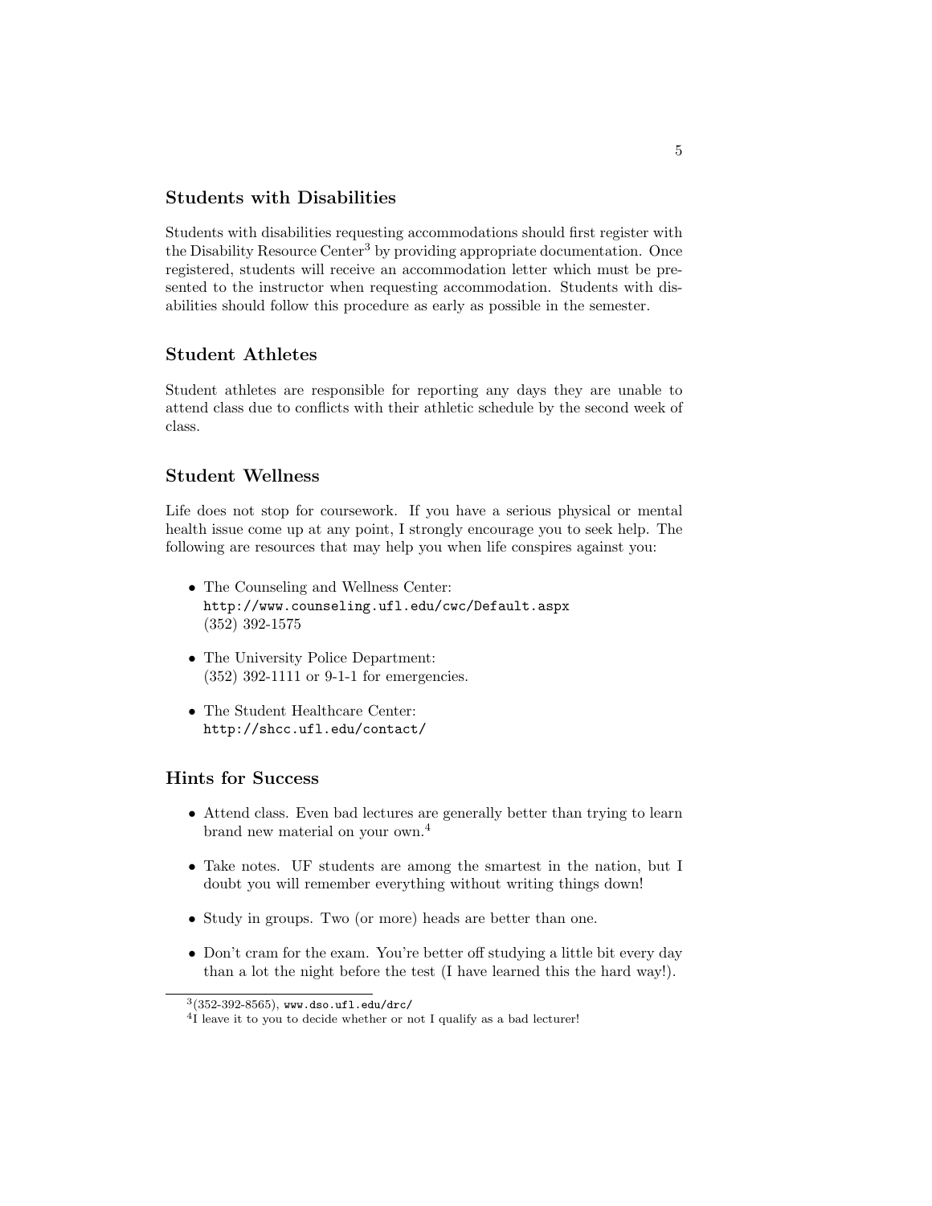## Students with Disabilities

Students with disabilities requesting accommodations should first register with the Disability Resource Center[3] by providing appropriate documentation. Once registered, students will receive an accommodation letter which must be presented to the instructor when requesting accommodation. Students with disabilities should follow this procedure as early as possible in the semester.

## Student Athletes

Student athletes are responsible for reporting any days they are unable to attend class due to conflicts with their athletic schedule by the second week of class.

## Student Wellness

Life does not stop for coursework. If you have a serious physical or mental health issue come up at any point, I strongly encourage you to seek help. The following are resources that may help you when life conspires against you:

- The Counseling and Wellness Center:
  http://www.counseling.ufl.edu/cwc/Default.aspx
  (352) 392-1575
- The University Police Department:
  (352) 392-1111 or 9-1-1 for emergencies.
- The Student Healthcare Center:
  http://shcc.ufl.edu/contact/

## Hints for Success

- Attend class. Even bad lectures are generally better than trying to learn brand new material on your own.[4]
- Take notes. UF students are among the smartest in the nation, but I doubt you will remember everything without writing things down!
- Study in groups. Two (or more) heads are better than one.
- Don't cram for the exam. You're better off studying a little bit every day than a lot the night before the test (I have learned this the hard way!).

---

[3] (352-392-8565), www.dso.ufl.edu/drc/

[4] I leave it to you to decide whether or not I qualify as a bad lecturer!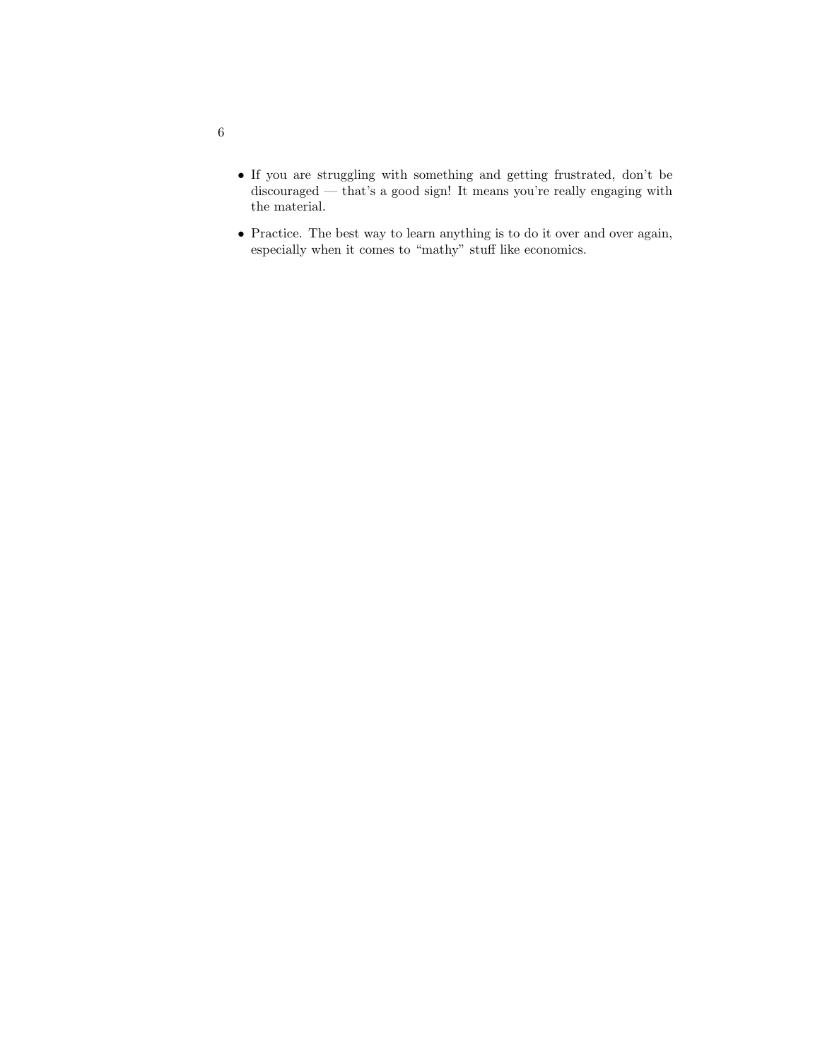- If you are struggling with something and getting frustrated, don't be discouraged — that's a good sign! It means you're really engaging with the material.
- Practice. The best way to learn anything is to do it over and over again, especially when it comes to "mathy" stuff like economics.